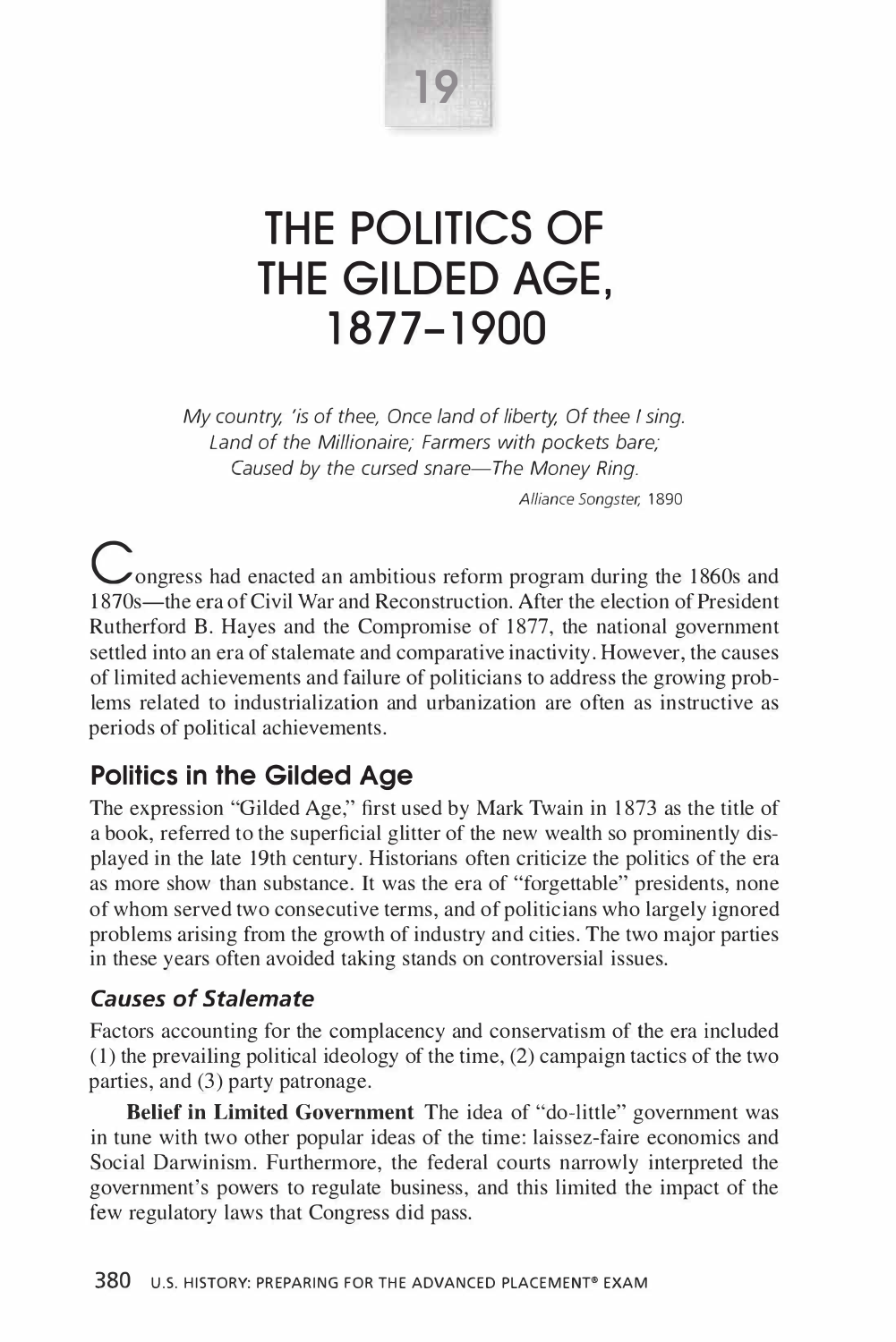19

# THE POLITICS OF THE GILDED AGE, 1877–1900

*My country, 'is of thee, Once land of liberty, Of thee I sing.*
*Land of the Millionaire; Farmers with pockets bare;*
*Caused by the cursed snare—The Money Ring.*

*Alliance Songster*, 1890

Congress had enacted an ambitious reform program during the 1860s and 1870s—the era of Civil War and Reconstruction. After the election of President Rutherford B. Hayes and the Compromise of 1877, the national government settled into an era of stalemate and comparative inactivity. However, the causes of limited achievements and failure of politicians to address the growing problems related to industrialization and urbanization are often as instructive as periods of political achievements.

## Politics in the Gilded Age

The expression "Gilded Age," first used by Mark Twain in 1873 as the title of a book, referred to the superficial glitter of the new wealth so prominently displayed in the late 19th century. Historians often criticize the politics of the era as more show than substance. It was the era of "forgettable" presidents, none of whom served two consecutive terms, and of politicians who largely ignored problems arising from the growth of industry and cities. The two major parties in these years often avoided taking stands on controversial issues.

### *Causes of Stalemate*

Factors accounting for the complacency and conservatism of the era included (1) the prevailing political ideology of the time, (2) campaign tactics of the two parties, and (3) party patronage.

**Belief in Limited Government** The idea of "do-little" government was in tune with two other popular ideas of the time: laissez-faire economics and Social Darwinism. Furthermore, the federal courts narrowly interpreted the government's powers to regulate business, and this limited the impact of the few regulatory laws that Congress did pass.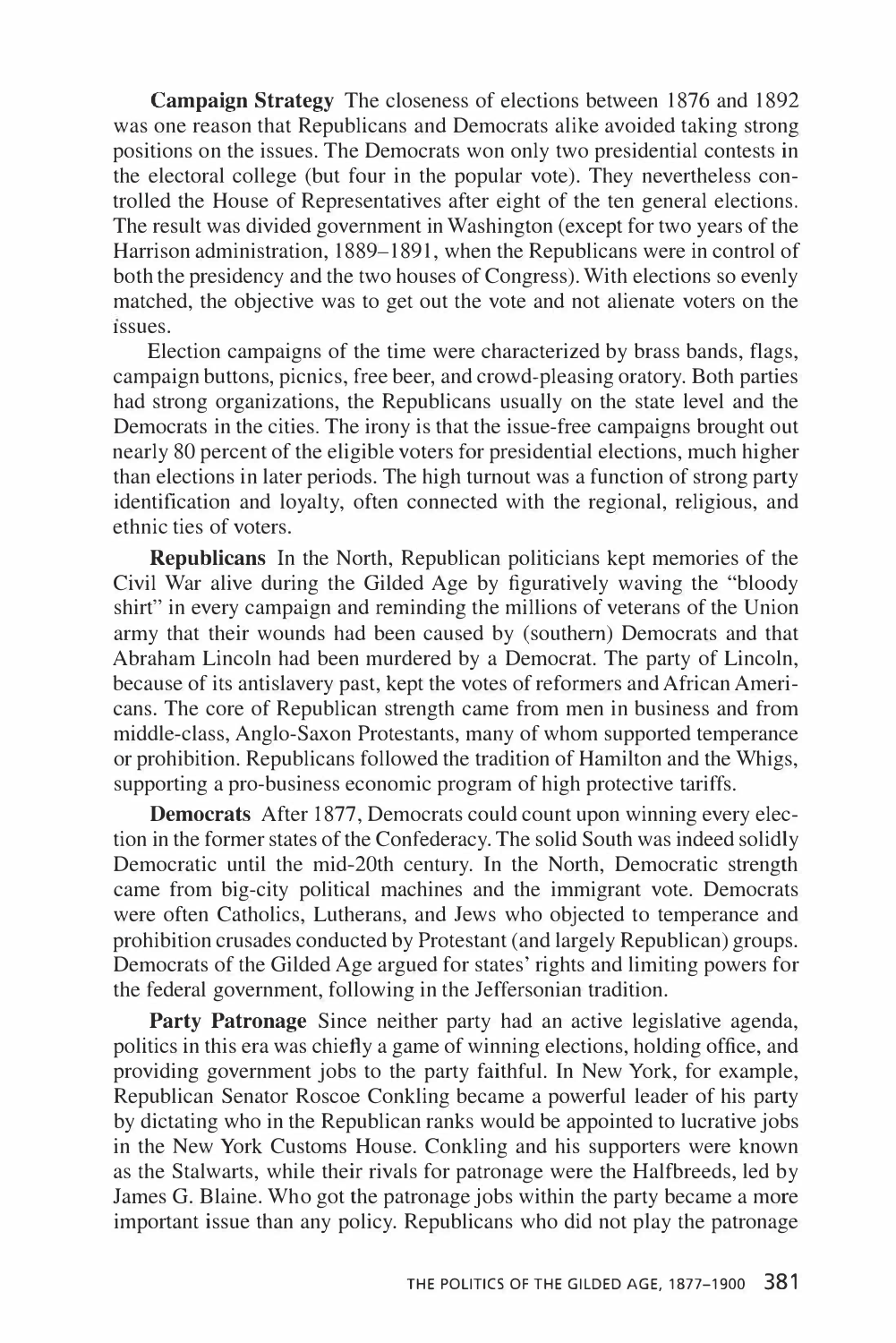**Campaign Strategy** The closeness of elections between 1876 and 1892 was one reason that Republicans and Democrats alike avoided taking strong positions on the issues. The Democrats won only two presidential contests in the electoral college (but four in the popular vote). They nevertheless controlled the House of Representatives after eight of the ten general elections. The result was divided government in Washington (except for two years of the Harrison administration, 1889–1891, when the Republicans were in control of both the presidency and the two houses of Congress). With elections so evenly matched, the objective was to get out the vote and not alienate voters on the issues.

Election campaigns of the time were characterized by brass bands, flags, campaign buttons, picnics, free beer, and crowd-pleasing oratory. Both parties had strong organizations, the Republicans usually on the state level and the Democrats in the cities. The irony is that the issue-free campaigns brought out nearly 80 percent of the eligible voters for presidential elections, much higher than elections in later periods. The high turnout was a function of strong party identification and loyalty, often connected with the regional, religious, and ethnic ties of voters.

**Republicans** In the North, Republican politicians kept memories of the Civil War alive during the Gilded Age by figuratively waving the "bloody shirt" in every campaign and reminding the millions of veterans of the Union army that their wounds had been caused by (southern) Democrats and that Abraham Lincoln had been murdered by a Democrat. The party of Lincoln, because of its antislavery past, kept the votes of reformers and African Americans. The core of Republican strength came from men in business and from middle-class, Anglo-Saxon Protestants, many of whom supported temperance or prohibition. Republicans followed the tradition of Hamilton and the Whigs, supporting a pro-business economic program of high protective tariffs.

**Democrats** After 1877, Democrats could count upon winning every election in the former states of the Confederacy. The solid South was indeed solidly Democratic until the mid-20th century. In the North, Democratic strength came from big-city political machines and the immigrant vote. Democrats were often Catholics, Lutherans, and Jews who objected to temperance and prohibition crusades conducted by Protestant (and largely Republican) groups. Democrats of the Gilded Age argued for states' rights and limiting powers for the federal government, following in the Jeffersonian tradition.

**Party Patronage** Since neither party had an active legislative agenda, politics in this era was chiefly a game of winning elections, holding office, and providing government jobs to the party faithful. In New York, for example, Republican Senator Roscoe Conkling became a powerful leader of his party by dictating who in the Republican ranks would be appointed to lucrative jobs in the New York Customs House. Conkling and his supporters were known as the Stalwarts, while their rivals for patronage were the Halfbreeds, led by James G. Blaine. Who got the patronage jobs within the party became a more important issue than any policy. Republicans who did not play the patronage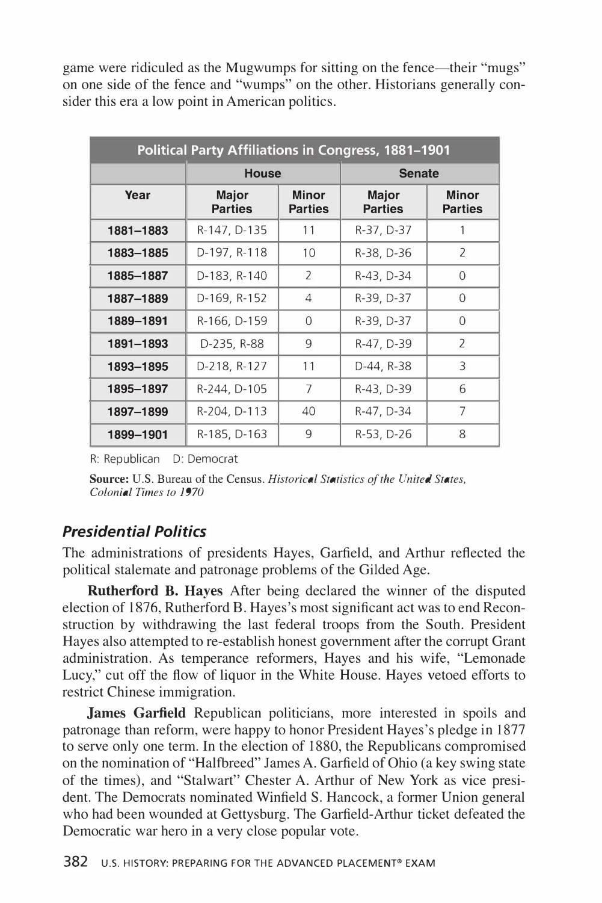game were ridiculed as the Mugwumps for sitting on the fence—their "mugs" on one side of the fence and "wumps" on the other. Historians generally consider this era a low point in American politics.

**Political Party Affiliations in Congress, 1881–1901**

| | House | | Senate | |
|---|---|---|---|---|
| **Year** | **Major Parties** | **Minor Parties** | **Major Parties** | **Minor Parties** |
| **1881–1883** | R-147, D-135 | 11 | R-37, D-37 | 1 |
| **1883–1885** | D-197, R-118 | 10 | R-38, D-36 | 2 |
| **1885–1887** | D-183, R-140 | 2 | R-43, D-34 | 0 |
| **1887–1889** | D-169, R-152 | 4 | R-39, D-37 | 0 |
| **1889–1891** | R-166, D-159 | 0 | R-39, D-37 | 0 |
| **1891–1893** | D-235, R-88 | 9 | R-47, D-39 | 2 |
| **1893–1895** | D-218, R-127 | 11 | D-44, R-38 | 3 |
| **1895–1897** | R-244, D-105 | 7 | R-43, D-39 | 6 |
| **1897–1899** | R-204, D-113 | 40 | R-47, D-34 | 7 |
| **1899–1901** | R-185, D-163 | 9 | R-53, D-26 | 8 |

R: Republican D: Democrat

**Source:** U.S. Bureau of the Census. *Historical Statistics of the United States, Colonial Times to 1970*

### *Presidential Politics*

The administrations of presidents Hayes, Garfield, and Arthur reflected the political stalemate and patronage problems of the Gilded Age.

**Rutherford B. Hayes** After being declared the winner of the disputed election of 1876, Rutherford B. Hayes's most significant act was to end Reconstruction by withdrawing the last federal troops from the South. President Hayes also attempted to re-establish honest government after the corrupt Grant administration. As temperance reformers, Hayes and his wife, "Lemonade Lucy," cut off the flow of liquor in the White House. Hayes vetoed efforts to restrict Chinese immigration.

**James Garfield** Republican politicians, more interested in spoils and patronage than reform, were happy to honor President Hayes's pledge in 1877 to serve only one term. In the election of 1880, the Republicans compromised on the nomination of "Halfbreed" James A. Garfield of Ohio (a key swing state of the times), and "Stalwart" Chester A. Arthur of New York as vice president. The Democrats nominated Winfield S. Hancock, a former Union general who had been wounded at Gettysburg. The Garfield-Arthur ticket defeated the Democratic war hero in a very close popular vote.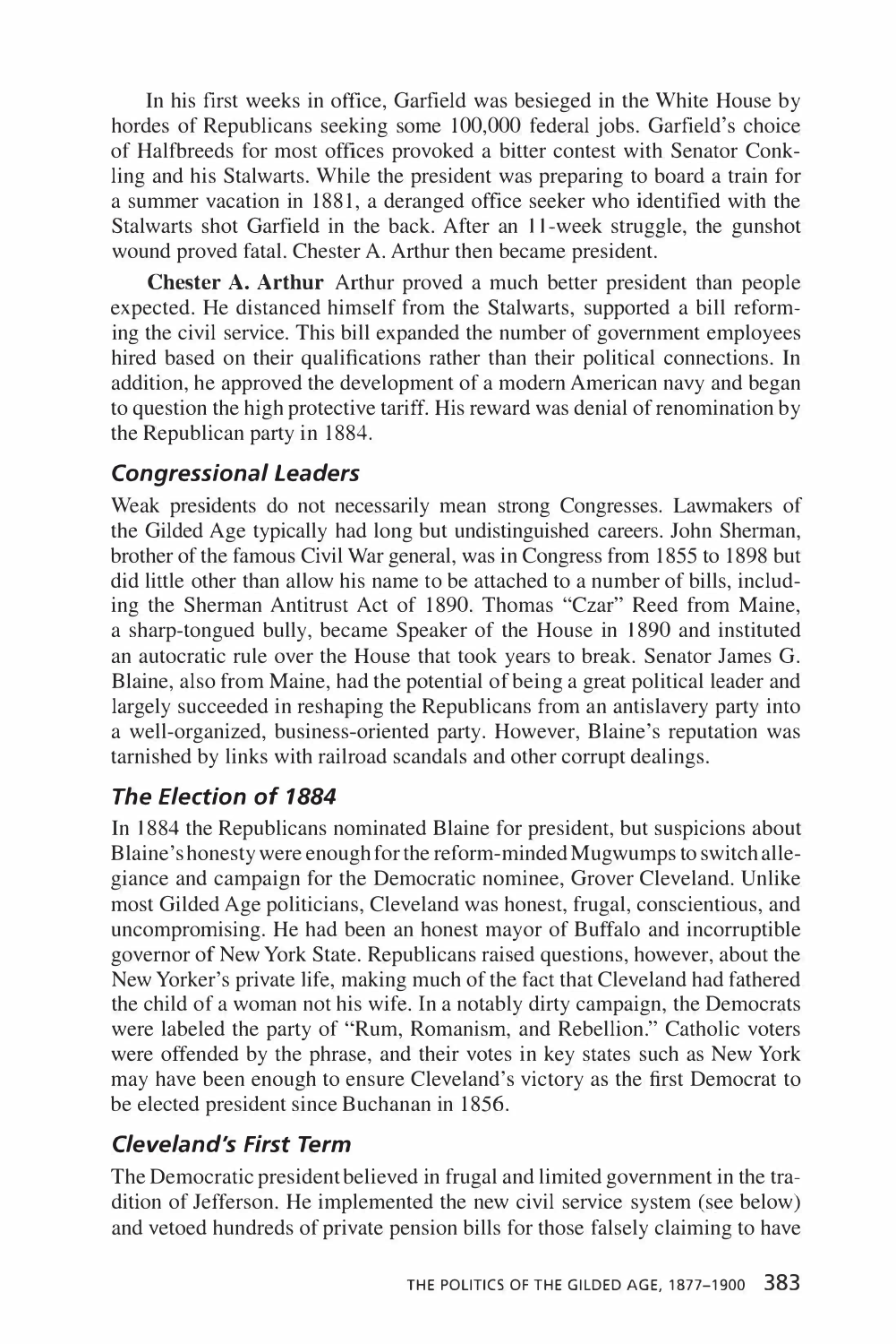In his first weeks in office, Garfield was besieged in the White House by hordes of Republicans seeking some 100,000 federal jobs. Garfield's choice of Halfbreeds for most offices provoked a bitter contest with Senator Conkling and his Stalwarts. While the president was preparing to board a train for a summer vacation in 1881, a deranged office seeker who identified with the Stalwarts shot Garfield in the back. After an 11-week struggle, the gunshot wound proved fatal. Chester A. Arthur then became president.

**Chester A. Arthur** Arthur proved a much better president than people expected. He distanced himself from the Stalwarts, supported a bill reforming the civil service. This bill expanded the number of government employees hired based on their qualifications rather than their political connections. In addition, he approved the development of a modern American navy and began to question the high protective tariff. His reward was denial of renomination by the Republican party in 1884.

### *Congressional Leaders*

Weak presidents do not necessarily mean strong Congresses. Lawmakers of the Gilded Age typically had long but undistinguished careers. John Sherman, brother of the famous Civil War general, was in Congress from 1855 to 1898 but did little other than allow his name to be attached to a number of bills, including the Sherman Antitrust Act of 1890. Thomas "Czar" Reed from Maine, a sharp-tongued bully, became Speaker of the House in 1890 and instituted an autocratic rule over the House that took years to break. Senator James G. Blaine, also from Maine, had the potential of being a great political leader and largely succeeded in reshaping the Republicans from an antislavery party into a well-organized, business-oriented party. However, Blaine's reputation was tarnished by links with railroad scandals and other corrupt dealings.

### *The Election of 1884*

In 1884 the Republicans nominated Blaine for president, but suspicions about Blaine's honesty were enough for the reform-minded Mugwumps to switch allegiance and campaign for the Democratic nominee, Grover Cleveland. Unlike most Gilded Age politicians, Cleveland was honest, frugal, conscientious, and uncompromising. He had been an honest mayor of Buffalo and incorruptible governor of New York State. Republicans raised questions, however, about the New Yorker's private life, making much of the fact that Cleveland had fathered the child of a woman not his wife. In a notably dirty campaign, the Democrats were labeled the party of "Rum, Romanism, and Rebellion." Catholic voters were offended by the phrase, and their votes in key states such as New York may have been enough to ensure Cleveland's victory as the first Democrat to be elected president since Buchanan in 1856.

### *Cleveland's First Term*

The Democratic president believed in frugal and limited government in the tradition of Jefferson. He implemented the new civil service system (see below) and vetoed hundreds of private pension bills for those falsely claiming to have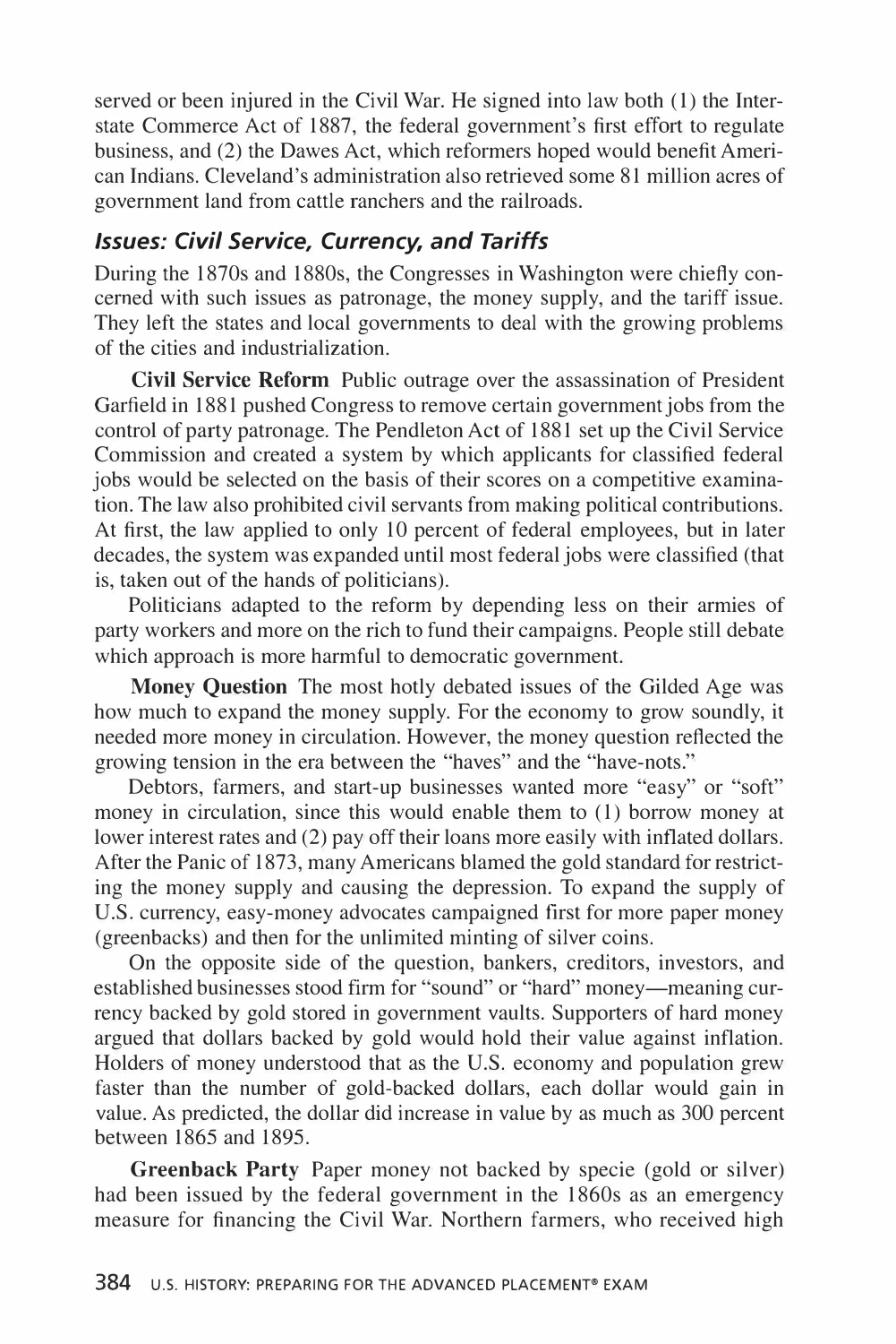served or been injured in the Civil War. He signed into law both (1) the Interstate Commerce Act of 1887, the federal government's first effort to regulate business, and (2) the Dawes Act, which reformers hoped would benefit American Indians. Cleveland's administration also retrieved some 81 million acres of government land from cattle ranchers and the railroads.

### *Issues: Civil Service, Currency, and Tariffs*

During the 1870s and 1880s, the Congresses in Washington were chiefly concerned with such issues as patronage, the money supply, and the tariff issue. They left the states and local governments to deal with the growing problems of the cities and industrialization.

**Civil Service Reform** Public outrage over the assassination of President Garfield in 1881 pushed Congress to remove certain government jobs from the control of party patronage. The Pendleton Act of 1881 set up the Civil Service Commission and created a system by which applicants for classified federal jobs would be selected on the basis of their scores on a competitive examination. The law also prohibited civil servants from making political contributions. At first, the law applied to only 10 percent of federal employees, but in later decades, the system was expanded until most federal jobs were classified (that is, taken out of the hands of politicians).

Politicians adapted to the reform by depending less on their armies of party workers and more on the rich to fund their campaigns. People still debate which approach is more harmful to democratic government.

**Money Question** The most hotly debated issues of the Gilded Age was how much to expand the money supply. For the economy to grow soundly, it needed more money in circulation. However, the money question reflected the growing tension in the era between the "haves" and the "have-nots."

Debtors, farmers, and start-up businesses wanted more "easy" or "soft" money in circulation, since this would enable them to (1) borrow money at lower interest rates and (2) pay off their loans more easily with inflated dollars. After the Panic of 1873, many Americans blamed the gold standard for restricting the money supply and causing the depression. To expand the supply of U.S. currency, easy-money advocates campaigned first for more paper money (greenbacks) and then for the unlimited minting of silver coins.

On the opposite side of the question, bankers, creditors, investors, and established businesses stood firm for "sound" or "hard" money—meaning currency backed by gold stored in government vaults. Supporters of hard money argued that dollars backed by gold would hold their value against inflation. Holders of money understood that as the U.S. economy and population grew faster than the number of gold-backed dollars, each dollar would gain in value. As predicted, the dollar did increase in value by as much as 300 percent between 1865 and 1895.

**Greenback Party** Paper money not backed by specie (gold or silver) had been issued by the federal government in the 1860s as an emergency measure for financing the Civil War. Northern farmers, who received high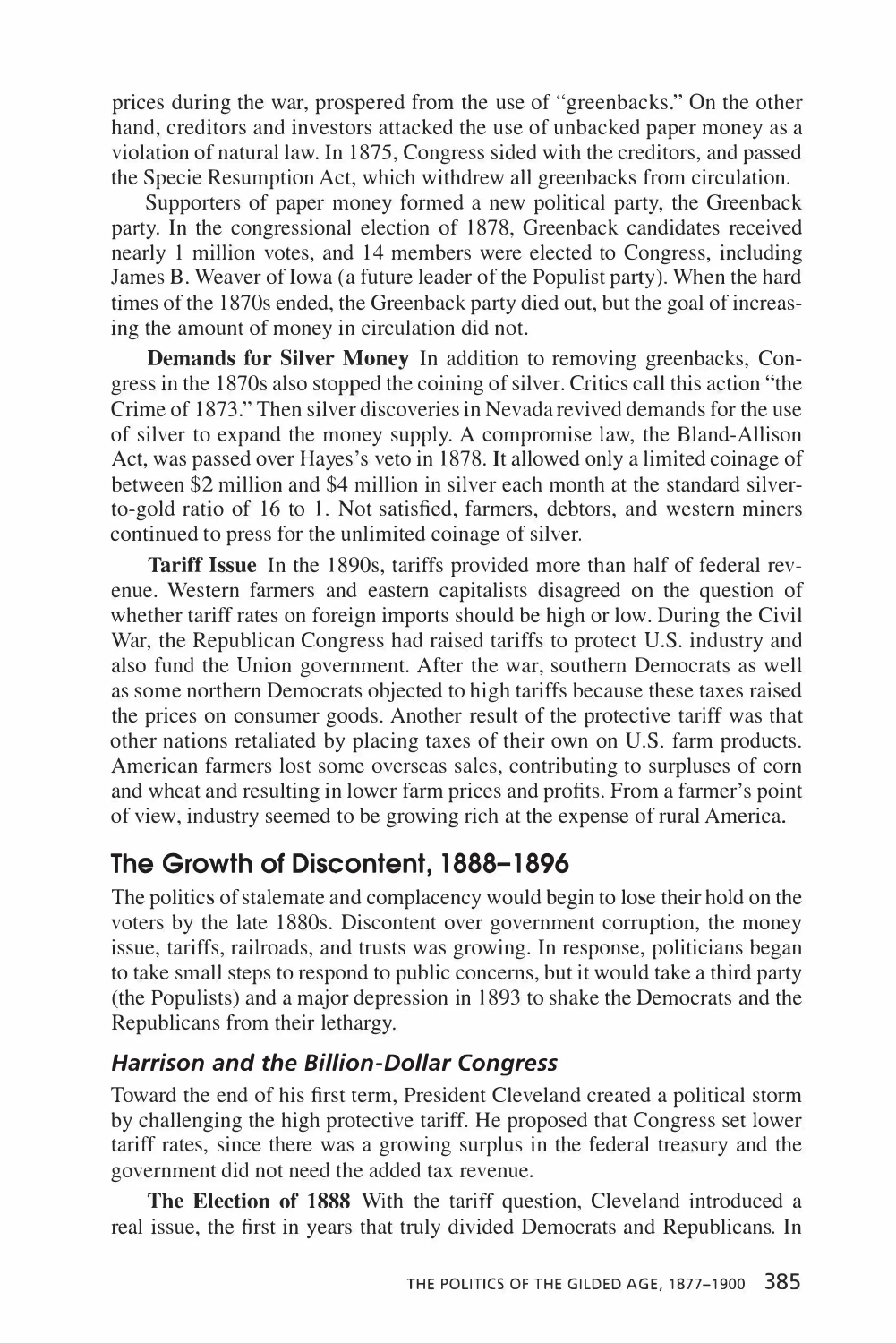prices during the war, prospered from the use of "greenbacks." On the other hand, creditors and investors attacked the use of unbacked paper money as a violation of natural law. In 1875, Congress sided with the creditors, and passed the Specie Resumption Act, which withdrew all greenbacks from circulation.

Supporters of paper money formed a new political party, the Greenback party. In the congressional election of 1878, Greenback candidates received nearly 1 million votes, and 14 members were elected to Congress, including James B. Weaver of Iowa (a future leader of the Populist party). When the hard times of the 1870s ended, the Greenback party died out, but the goal of increasing the amount of money in circulation did not.

**Demands for Silver Money** In addition to removing greenbacks, Congress in the 1870s also stopped the coining of silver. Critics call this action "the Crime of 1873." Then silver discoveries in Nevada revived demands for the use of silver to expand the money supply. A compromise law, the Bland-Allison Act, was passed over Hayes's veto in 1878. It allowed only a limited coinage of between $2 million and $4 million in silver each month at the standard silver-to-gold ratio of 16 to 1. Not satisfied, farmers, debtors, and western miners continued to press for the unlimited coinage of silver.

**Tariff Issue** In the 1890s, tariffs provided more than half of federal revenue. Western farmers and eastern capitalists disagreed on the question of whether tariff rates on foreign imports should be high or low. During the Civil War, the Republican Congress had raised tariffs to protect U.S. industry and also fund the Union government. After the war, southern Democrats as well as some northern Democrats objected to high tariffs because these taxes raised the prices on consumer goods. Another result of the protective tariff was that other nations retaliated by placing taxes of their own on U.S. farm products. American farmers lost some overseas sales, contributing to surpluses of corn and wheat and resulting in lower farm prices and profits. From a farmer's point of view, industry seemed to be growing rich at the expense of rural America.

## The Growth of Discontent, 1888–1896

The politics of stalemate and complacency would begin to lose their hold on the voters by the late 1880s. Discontent over government corruption, the money issue, tariffs, railroads, and trusts was growing. In response, politicians began to take small steps to respond to public concerns, but it would take a third party (the Populists) and a major depression in 1893 to shake the Democrats and the Republicans from their lethargy.

### *Harrison and the Billion-Dollar Congress*

Toward the end of his first term, President Cleveland created a political storm by challenging the high protective tariff. He proposed that Congress set lower tariff rates, since there was a growing surplus in the federal treasury and the government did not need the added tax revenue.

**The Election of 1888** With the tariff question, Cleveland introduced a real issue, the first in years that truly divided Democrats and Republicans. In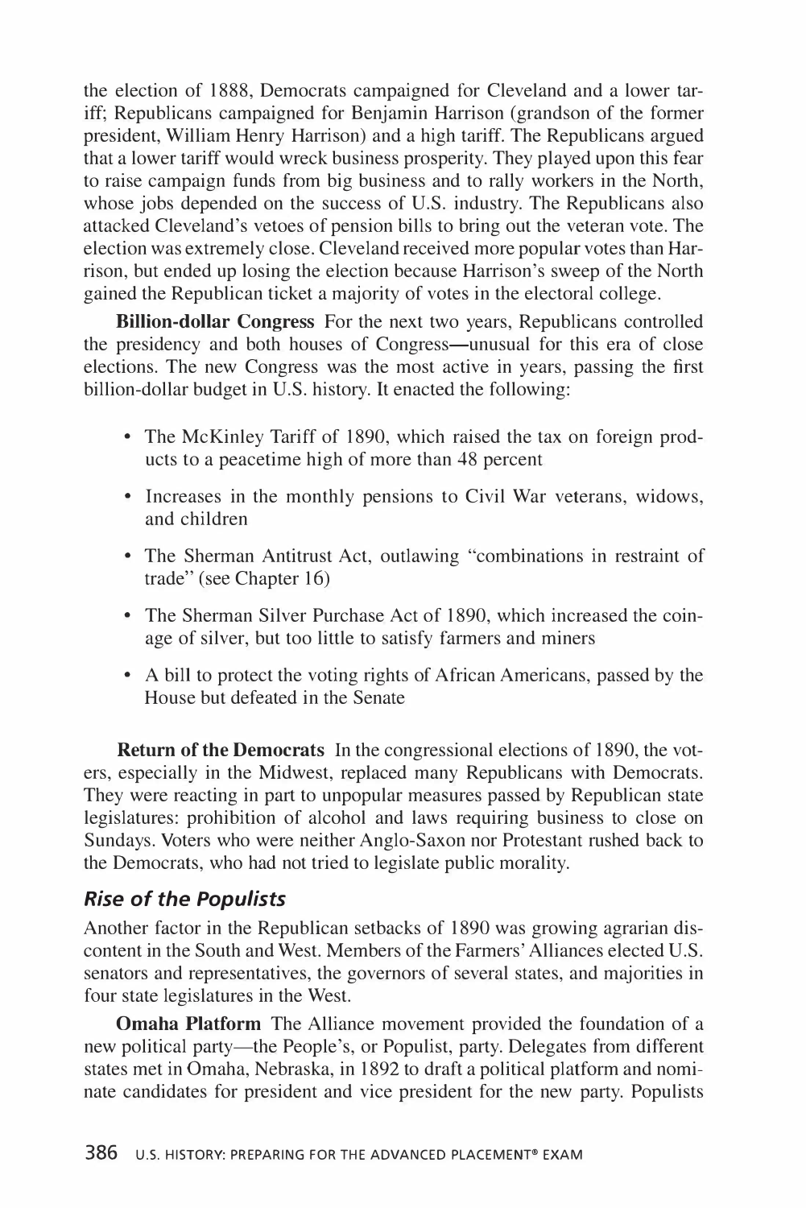the election of 1888, Democrats campaigned for Cleveland and a lower tariff; Republicans campaigned for Benjamin Harrison (grandson of the former president, William Henry Harrison) and a high tariff. The Republicans argued that a lower tariff would wreck business prosperity. They played upon this fear to raise campaign funds from big business and to rally workers in the North, whose jobs depended on the success of U.S. industry. The Republicans also attacked Cleveland's vetoes of pension bills to bring out the veteran vote. The election was extremely close. Cleveland received more popular votes than Harrison, but ended up losing the election because Harrison's sweep of the North gained the Republican ticket a majority of votes in the electoral college.

**Billion-dollar Congress** For the next two years, Republicans controlled the presidency and both houses of Congress—unusual for this era of close elections. The new Congress was the most active in years, passing the first billion-dollar budget in U.S. history. It enacted the following:

- The McKinley Tariff of 1890, which raised the tax on foreign products to a peacetime high of more than 48 percent
- Increases in the monthly pensions to Civil War veterans, widows, and children
- The Sherman Antitrust Act, outlawing "combinations in restraint of trade" (see Chapter 16)
- The Sherman Silver Purchase Act of 1890, which increased the coinage of silver, but too little to satisfy farmers and miners
- A bill to protect the voting rights of African Americans, passed by the House but defeated in the Senate

**Return of the Democrats** In the congressional elections of 1890, the voters, especially in the Midwest, replaced many Republicans with Democrats. They were reacting in part to unpopular measures passed by Republican state legislatures: prohibition of alcohol and laws requiring business to close on Sundays. Voters who were neither Anglo-Saxon nor Protestant rushed back to the Democrats, who had not tried to legislate public morality.

### *Rise of the Populists*

Another factor in the Republican setbacks of 1890 was growing agrarian discontent in the South and West. Members of the Farmers' Alliances elected U.S. senators and representatives, the governors of several states, and majorities in four state legislatures in the West.

**Omaha Platform** The Alliance movement provided the foundation of a new political party—the People's, or Populist, party. Delegates from different states met in Omaha, Nebraska, in 1892 to draft a political platform and nominate candidates for president and vice president for the new party. Populists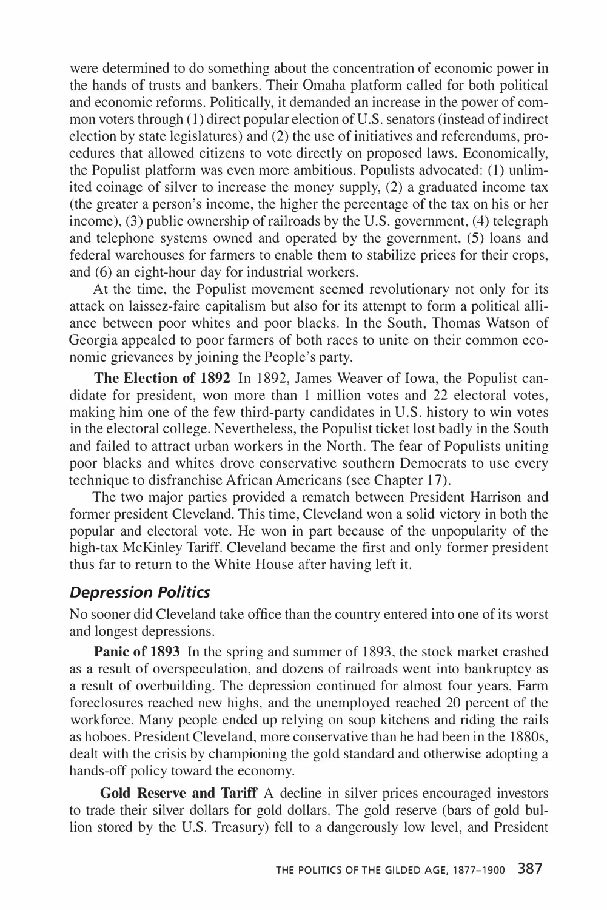were determined to do something about the concentration of economic power in the hands of trusts and bankers. Their Omaha platform called for both political and economic reforms. Politically, it demanded an increase in the power of common voters through (1) direct popular election of U.S. senators (instead of indirect election by state legislatures) and (2) the use of initiatives and referendums, procedures that allowed citizens to vote directly on proposed laws. Economically, the Populist platform was even more ambitious. Populists advocated: (1) unlimited coinage of silver to increase the money supply, (2) a graduated income tax (the greater a person's income, the higher the percentage of the tax on his or her income), (3) public ownership of railroads by the U.S. government, (4) telegraph and telephone systems owned and operated by the government, (5) loans and federal warehouses for farmers to enable them to stabilize prices for their crops, and (6) an eight-hour day for industrial workers.

At the time, the Populist movement seemed revolutionary not only for its attack on laissez-faire capitalism but also for its attempt to form a political alliance between poor whites and poor blacks. In the South, Thomas Watson of Georgia appealed to poor farmers of both races to unite on their common economic grievances by joining the People's party.

**The Election of 1892** In 1892, James Weaver of Iowa, the Populist candidate for president, won more than 1 million votes and 22 electoral votes, making him one of the few third-party candidates in U.S. history to win votes in the electoral college. Nevertheless, the Populist ticket lost badly in the South and failed to attract urban workers in the North. The fear of Populists uniting poor blacks and whites drove conservative southern Democrats to use every technique to disfranchise African Americans (see Chapter 17).

The two major parties provided a rematch between President Harrison and former president Cleveland. This time, Cleveland won a solid victory in both the popular and electoral vote. He won in part because of the unpopularity of the high-tax McKinley Tariff. Cleveland became the first and only former president thus far to return to the White House after having left it.

### *Depression Politics*

No sooner did Cleveland take office than the country entered into one of its worst and longest depressions.

**Panic of 1893** In the spring and summer of 1893, the stock market crashed as a result of overspeculation, and dozens of railroads went into bankruptcy as a result of overbuilding. The depression continued for almost four years. Farm foreclosures reached new highs, and the unemployed reached 20 percent of the workforce. Many people ended up relying on soup kitchens and riding the rails as hoboes. President Cleveland, more conservative than he had been in the 1880s, dealt with the crisis by championing the gold standard and otherwise adopting a hands-off policy toward the economy.

**Gold Reserve and Tariff** A decline in silver prices encouraged investors to trade their silver dollars for gold dollars. The gold reserve (bars of gold bullion stored by the U.S. Treasury) fell to a dangerously low level, and President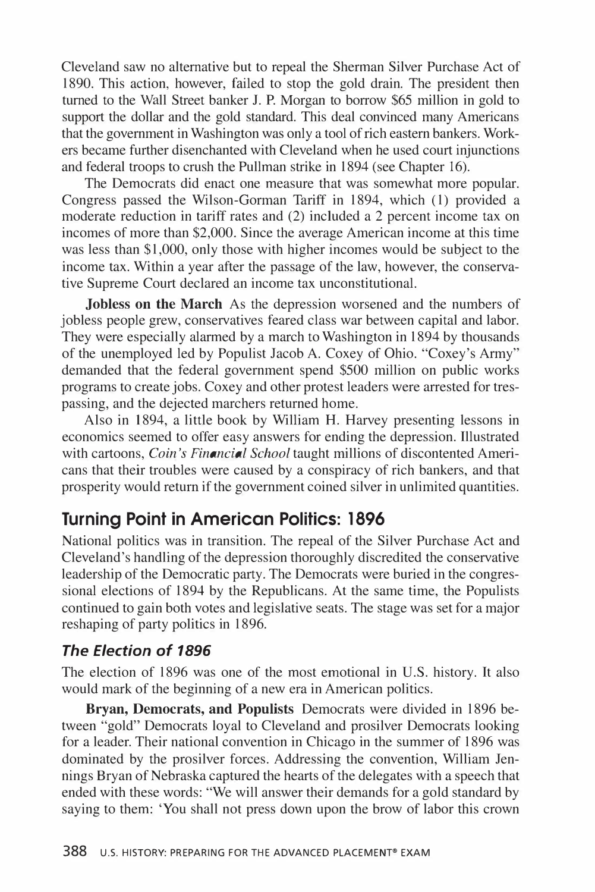Cleveland saw no alternative but to repeal the Sherman Silver Purchase Act of 1890. This action, however, failed to stop the gold drain. The president then turned to the Wall Street banker J. P. Morgan to borrow $65 million in gold to support the dollar and the gold standard. This deal convinced many Americans that the government in Washington was only a tool of rich eastern bankers. Workers became further disenchanted with Cleveland when he used court injunctions and federal troops to crush the Pullman strike in 1894 (see Chapter 16).

The Democrats did enact one measure that was somewhat more popular. Congress passed the Wilson-Gorman Tariff in 1894, which (1) provided a moderate reduction in tariff rates and (2) included a 2 percent income tax on incomes of more than $2,000. Since the average American income at this time was less than $1,000, only those with higher incomes would be subject to the income tax. Within a year after the passage of the law, however, the conservative Supreme Court declared an income tax unconstitutional.

**Jobless on the March** As the depression worsened and the numbers of jobless people grew, conservatives feared class war between capital and labor. They were especially alarmed by a march to Washington in 1894 by thousands of the unemployed led by Populist Jacob A. Coxey of Ohio. "Coxey's Army" demanded that the federal government spend $500 million on public works programs to create jobs. Coxey and other protest leaders were arrested for trespassing, and the dejected marchers returned home.

Also in 1894, a little book by William H. Harvey presenting lessons in economics seemed to offer easy answers for ending the depression. Illustrated with cartoons, *Coin's Financial School* taught millions of discontented Americans that their troubles were caused by a conspiracy of rich bankers, and that prosperity would return if the government coined silver in unlimited quantities.

## Turning Point in American Politics: 1896

National politics was in transition. The repeal of the Silver Purchase Act and Cleveland's handling of the depression thoroughly discredited the conservative leadership of the Democratic party. The Democrats were buried in the congressional elections of 1894 by the Republicans. At the same time, the Populists continued to gain both votes and legislative seats. The stage was set for a major reshaping of party politics in 1896.

### *The Election of 1896*

The election of 1896 was one of the most emotional in U.S. history. It also would mark of the beginning of a new era in American politics.

**Bryan, Democrats, and Populists** Democrats were divided in 1896 between "gold" Democrats loyal to Cleveland and prosilver Democrats looking for a leader. Their national convention in Chicago in the summer of 1896 was dominated by the prosilver forces. Addressing the convention, William Jennings Bryan of Nebraska captured the hearts of the delegates with a speech that ended with these words: "We will answer their demands for a gold standard by saying to them: 'You shall not press down upon the brow of labor this crown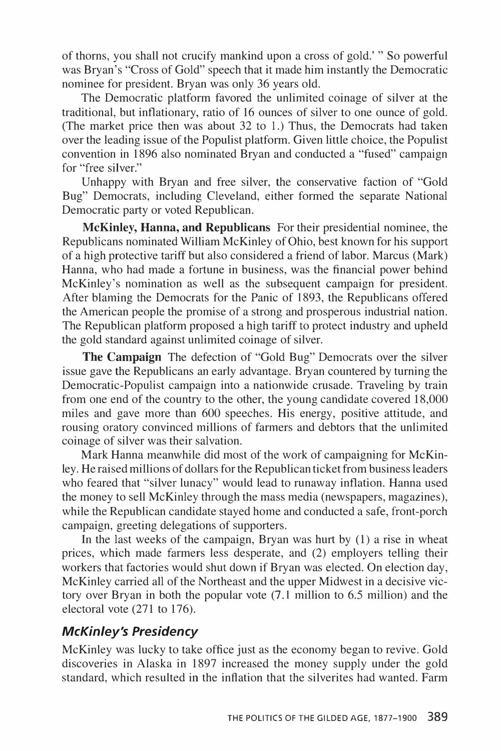of thorns, you shall not crucify mankind upon a cross of gold.' " So powerful was Bryan's "Cross of Gold" speech that it made him instantly the Democratic nominee for president. Bryan was only 36 years old.

The Democratic platform favored the unlimited coinage of silver at the traditional, but inflationary, ratio of 16 ounces of silver to one ounce of gold. (The market price then was about 32 to 1.) Thus, the Democrats had taken over the leading issue of the Populist platform. Given little choice, the Populist convention in 1896 also nominated Bryan and conducted a "fused" campaign for "free silver."

Unhappy with Bryan and free silver, the conservative faction of "Gold Bug" Democrats, including Cleveland, either formed the separate National Democratic party or voted Republican.

**McKinley, Hanna, and Republicans** For their presidential nominee, the Republicans nominated William McKinley of Ohio, best known for his support of a high protective tariff but also considered a friend of labor. Marcus (Mark) Hanna, who had made a fortune in business, was the financial power behind McKinley's nomination as well as the subsequent campaign for president. After blaming the Democrats for the Panic of 1893, the Republicans offered the American people the promise of a strong and prosperous industrial nation. The Republican platform proposed a high tariff to protect industry and upheld the gold standard against unlimited coinage of silver.

**The Campaign** The defection of "Gold Bug" Democrats over the silver issue gave the Republicans an early advantage. Bryan countered by turning the Democratic-Populist campaign into a nationwide crusade. Traveling by train from one end of the country to the other, the young candidate covered 18,000 miles and gave more than 600 speeches. His energy, positive attitude, and rousing oratory convinced millions of farmers and debtors that the unlimited coinage of silver was their salvation.

Mark Hanna meanwhile did most of the work of campaigning for McKinley. He raised millions of dollars for the Republican ticket from business leaders who feared that "silver lunacy" would lead to runaway inflation. Hanna used the money to sell McKinley through the mass media (newspapers, magazines), while the Republican candidate stayed home and conducted a safe, front-porch campaign, greeting delegations of supporters.

In the last weeks of the campaign, Bryan was hurt by (1) a rise in wheat prices, which made farmers less desperate, and (2) employers telling their workers that factories would shut down if Bryan was elected. On election day, McKinley carried all of the Northeast and the upper Midwest in a decisive victory over Bryan in both the popular vote (7.1 million to 6.5 million) and the electoral vote (271 to 176).

### *McKinley's Presidency*

McKinley was lucky to take office just as the economy began to revive. Gold discoveries in Alaska in 1897 increased the money supply under the gold standard, which resulted in the inflation that the silverites had wanted. Farm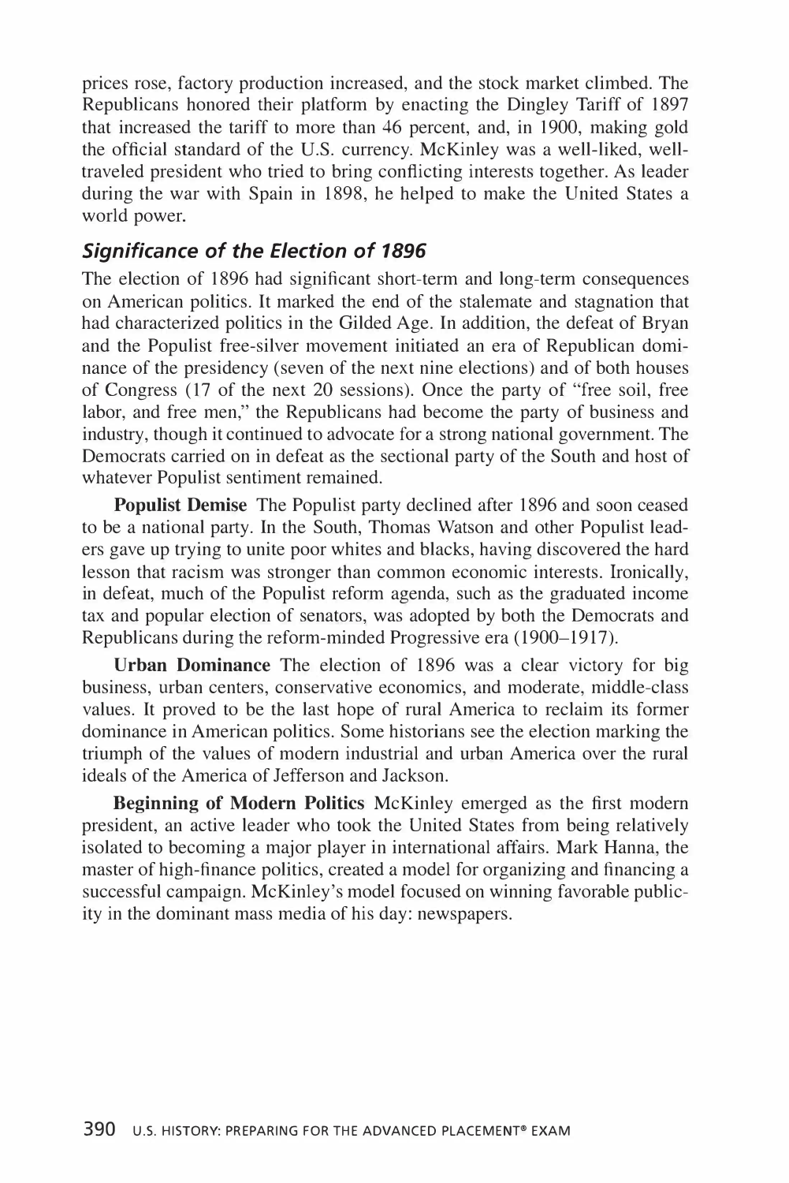prices rose, factory production increased, and the stock market climbed. The Republicans honored their platform by enacting the Dingley Tariff of 1897 that increased the tariff to more than 46 percent, and, in 1900, making gold the official standard of the U.S. currency. McKinley was a well-liked, well-traveled president who tried to bring conflicting interests together. As leader during the war with Spain in 1898, he helped to make the United States a world power.

### *Significance of the Election of 1896*

The election of 1896 had significant short-term and long-term consequences on American politics. It marked the end of the stalemate and stagnation that had characterized politics in the Gilded Age. In addition, the defeat of Bryan and the Populist free-silver movement initiated an era of Republican dominance of the presidency (seven of the next nine elections) and of both houses of Congress (17 of the next 20 sessions). Once the party of "free soil, free labor, and free men," the Republicans had become the party of business and industry, though it continued to advocate for a strong national government. The Democrats carried on in defeat as the sectional party of the South and host of whatever Populist sentiment remained.

**Populist Demise** The Populist party declined after 1896 and soon ceased to be a national party. In the South, Thomas Watson and other Populist leaders gave up trying to unite poor whites and blacks, having discovered the hard lesson that racism was stronger than common economic interests. Ironically, in defeat, much of the Populist reform agenda, such as the graduated income tax and popular election of senators, was adopted by both the Democrats and Republicans during the reform-minded Progressive era (1900–1917).

**Urban Dominance** The election of 1896 was a clear victory for big business, urban centers, conservative economics, and moderate, middle-class values. It proved to be the last hope of rural America to reclaim its former dominance in American politics. Some historians see the election marking the triumph of the values of modern industrial and urban America over the rural ideals of the America of Jefferson and Jackson.

**Beginning of Modern Politics** McKinley emerged as the first modern president, an active leader who took the United States from being relatively isolated to becoming a major player in international affairs. Mark Hanna, the master of high-finance politics, created a model for organizing and financing a successful campaign. McKinley's model focused on winning favorable publicity in the dominant mass media of his day: newspapers.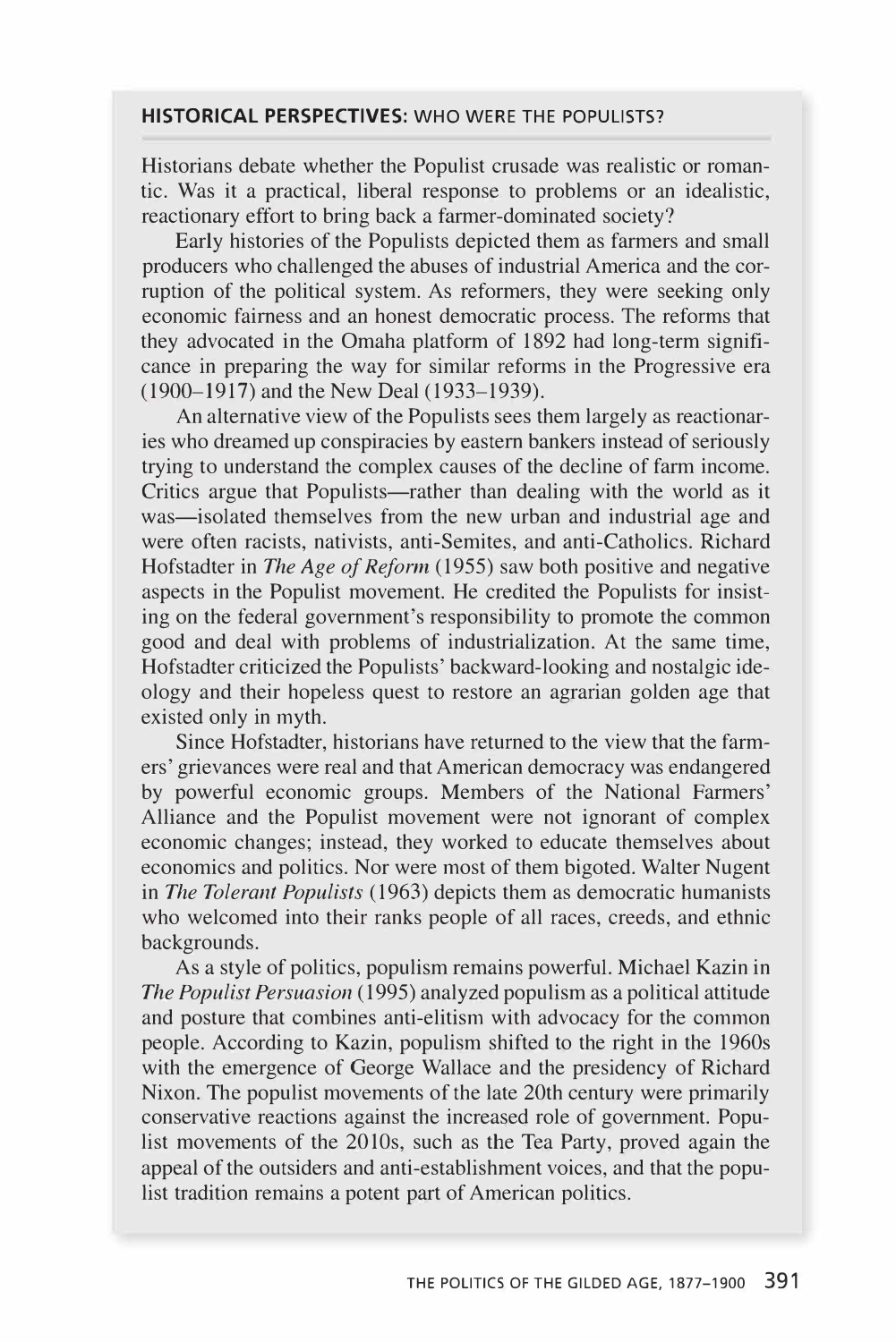## HISTORICAL PERSPECTIVES: WHO WERE THE POPULISTS?

Historians debate whether the Populist crusade was realistic or romantic. Was it a practical, liberal response to problems or an idealistic, reactionary effort to bring back a farmer-dominated society?

Early histories of the Populists depicted them as farmers and small producers who challenged the abuses of industrial America and the corruption of the political system. As reformers, they were seeking only economic fairness and an honest democratic process. The reforms that they advocated in the Omaha platform of 1892 had long-term significance in preparing the way for similar reforms in the Progressive era (1900–1917) and the New Deal (1933–1939).

An alternative view of the Populists sees them largely as reactionaries who dreamed up conspiracies by eastern bankers instead of seriously trying to understand the complex causes of the decline of farm income. Critics argue that Populists—rather than dealing with the world as it was—isolated themselves from the new urban and industrial age and were often racists, nativists, anti-Semites, and anti-Catholics. Richard Hofstadter in *The Age of Reform* (1955) saw both positive and negative aspects in the Populist movement. He credited the Populists for insisting on the federal government's responsibility to promote the common good and deal with problems of industrialization. At the same time, Hofstadter criticized the Populists' backward-looking and nostalgic ideology and their hopeless quest to restore an agrarian golden age that existed only in myth.

Since Hofstadter, historians have returned to the view that the farmers' grievances were real and that American democracy was endangered by powerful economic groups. Members of the National Farmers' Alliance and the Populist movement were not ignorant of complex economic changes; instead, they worked to educate themselves about economics and politics. Nor were most of them bigoted. Walter Nugent in *The Tolerant Populists* (1963) depicts them as democratic humanists who welcomed into their ranks people of all races, creeds, and ethnic backgrounds.

As a style of politics, populism remains powerful. Michael Kazin in *The Populist Persuasion* (1995) analyzed populism as a political attitude and posture that combines anti-elitism with advocacy for the common people. According to Kazin, populism shifted to the right in the 1960s with the emergence of George Wallace and the presidency of Richard Nixon. The populist movements of the late 20th century were primarily conservative reactions against the increased role of government. Populist movements of the 2010s, such as the Tea Party, proved again the appeal of the outsiders and anti-establishment voices, and that the populist tradition remains a potent part of American politics.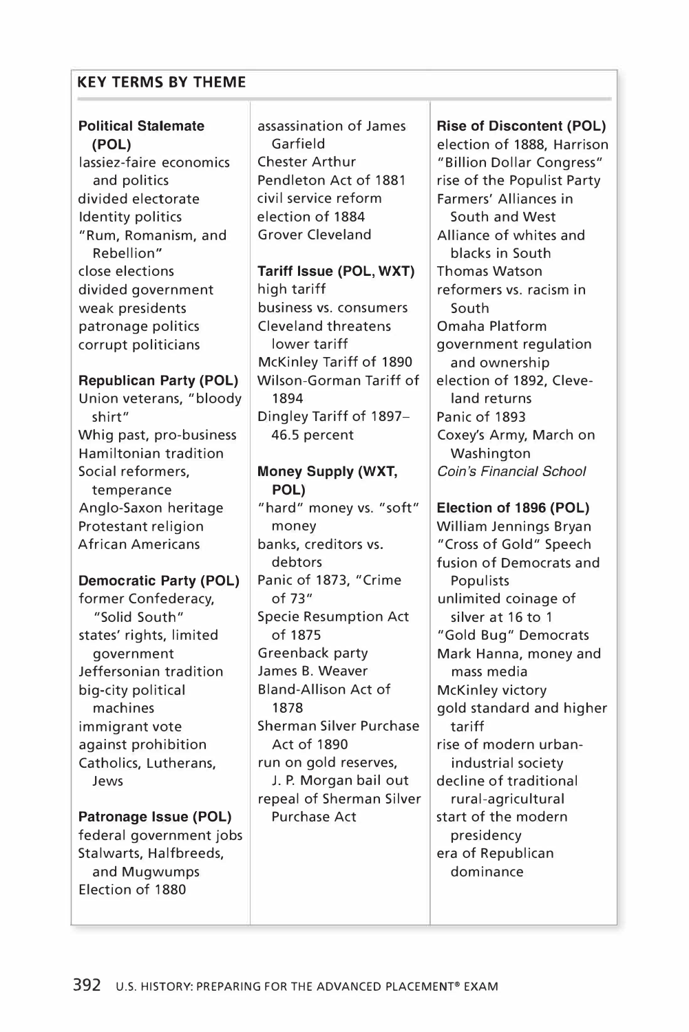## KEY TERMS BY THEME

**Political Stalemate (POL)**
lassiez-faire economics and politics
divided electorate
Identity politics
"Rum, Romanism, and Rebellion"
close elections
divided government
weak presidents
patronage politics
corrupt politicians

**Republican Party (POL)**
Union veterans, "bloody shirt"
Whig past, pro-business
Hamiltonian tradition
Social reformers, temperance
Anglo-Saxon heritage
Protestant religion
African Americans

**Democratic Party (POL)**
former Confederacy, "Solid South"
states' rights, limited government
Jeffersonian tradition
big-city political machines
immigrant vote
against prohibition
Catholics, Lutherans, Jews

**Patronage Issue (POL)**
federal government jobs
Stalwarts, Halfbreeds, and Mugwumps
Election of 1880
assassination of James Garfield
Chester Arthur
Pendleton Act of 1881
civil service reform
election of 1884
Grover Cleveland

**Tariff Issue (POL, WXT)**
high tariff
business vs. consumers
Cleveland threatens lower tariff
McKinley Tariff of 1890
Wilson-Gorman Tariff of 1894
Dingley Tariff of 1897–46.5 percent

**Money Supply (WXT, POL)**
"hard" money vs. "soft" money
banks, creditors vs. debtors
Panic of 1873, "Crime of 73"
Specie Resumption Act of 1875
Greenback party
James B. Weaver
Bland-Allison Act of 1878
Sherman Silver Purchase Act of 1890
run on gold reserves, J. P. Morgan bail out
repeal of Sherman Silver Purchase Act

**Rise of Discontent (POL)**
election of 1888, Harrison
"Billion Dollar Congress"
rise of the Populist Party
Farmers' Alliances in South and West
Alliance of whites and blacks in South
Thomas Watson
reformers vs. racism in South
Omaha Platform
government regulation and ownership
election of 1892, Cleveland returns
Panic of 1893
Coxey's Army, March on Washington
*Coin's Financial School*

**Election of 1896 (POL)**
William Jennings Bryan
"Cross of Gold" Speech
fusion of Democrats and Populists
unlimited coinage of silver at 16 to 1
"Gold Bug" Democrats
Mark Hanna, money and mass media
McKinley victory
gold standard and higher tariff
rise of modern urban-industrial society
decline of traditional rural-agricultural
start of the modern presidency
era of Republican dominance